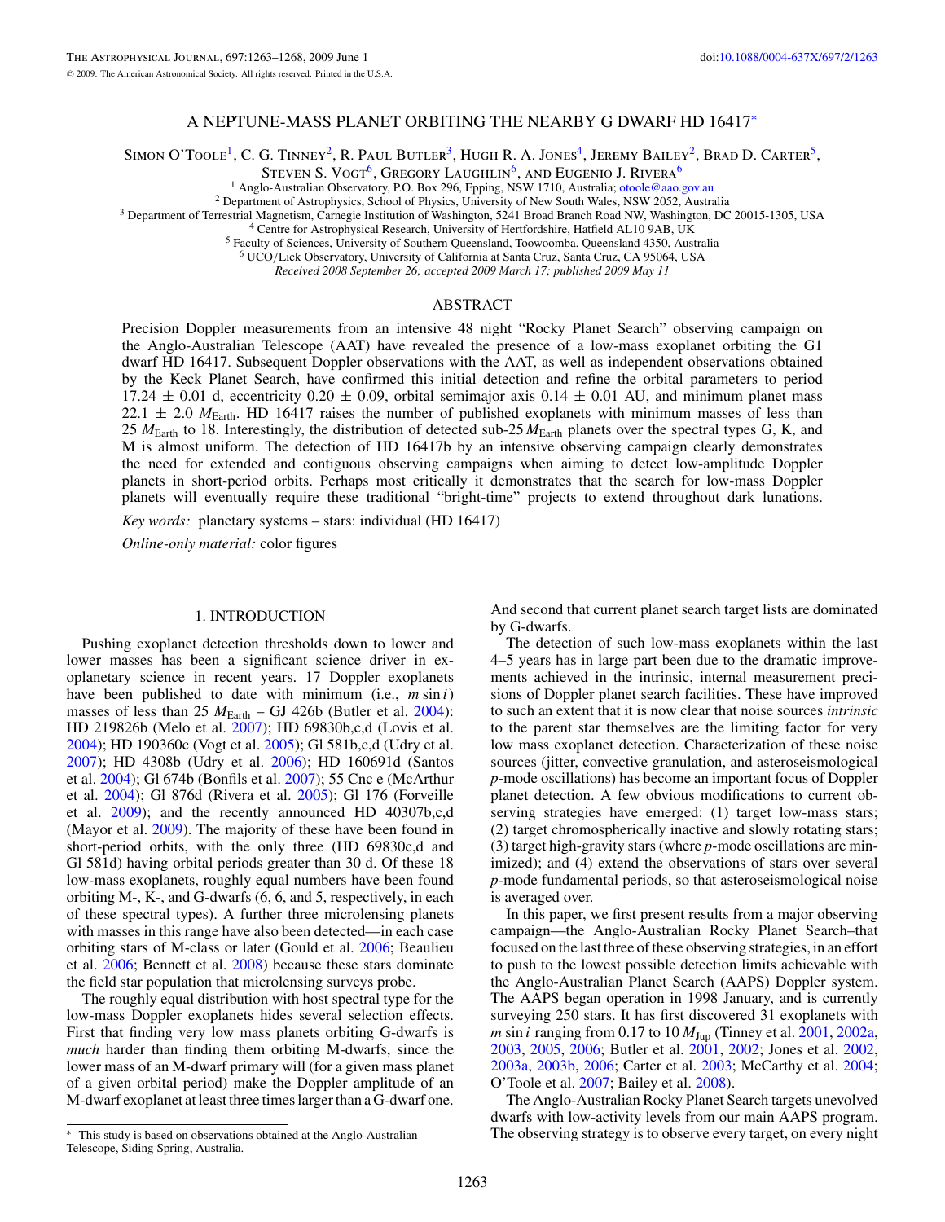# A NEPTUNE-MASS PLANET ORBITING THE NEARBY G DWARF HD 16417*

Simon O'Toole[1], C. G. Tinney[2], R. Paul Butler[3], Hugh R. A. Jones[4], Jeremy Bailey[2], Brad D. Carter[5], Steven S. Vogt[6], Gregory Laughlin[6], and Eugenio J. Rivera[6]

[1] Anglo-Australian Observatory, P.O. Box 296, Epping, NSW 1710, Australia; otoole@aao.gov.au
[2] Department of Astrophysics, School of Physics, University of New South Wales, NSW 2052, Australia
[3] Department of Terrestrial Magnetism, Carnegie Institution of Washington, 5241 Broad Branch Road NW, Washington, DC 20015-1305, USA
[4] Centre for Astrophysical Research, University of Hertfordshire, Hatfield AL10 9AB, UK
[5] Faculty of Sciences, University of Southern Queensland, Toowoomba, Queensland 4350, Australia
[6] UCO/Lick Observatory, University of California at Santa Cruz, Santa Cruz, CA 95064, USA

*Received 2008 September 26; accepted 2009 March 17; published 2009 May 11*

## ABSTRACT

Precision Doppler measurements from an intensive 48 night "Rocky Planet Search" observing campaign on the Anglo-Australian Telescope (AAT) have revealed the presence of a low-mass exoplanet orbiting the G1 dwarf HD 16417. Subsequent Doppler observations with the AAT, as well as independent observations obtained by the Keck Planet Search, have confirmed this initial detection and refine the orbital parameters to period 17.24 ± 0.01 d, eccentricity 0.20 ± 0.09, orbital semimajor axis 0.14 ± 0.01 AU, and minimum planet mass 22.1 ± 2.0 $M_{\rm Earth}$. HD 16417 raises the number of published exoplanets with minimum masses of less than 25 $M_{\rm Earth}$ to 18. Interestingly, the distribution of detected sub-25 $M_{\rm Earth}$ planets over the spectral types G, K, and M is almost uniform. The detection of HD 16417b by an intensive observing campaign clearly demonstrates the need for extended and contiguous observing campaigns when aiming to detect low-amplitude Doppler planets in short-period orbits. Perhaps most critically it demonstrates that the search for low-mass Doppler planets will eventually require these traditional "bright-time" projects to extend throughout dark lunations.

*Key words:* planetary systems – stars: individual (HD 16417)

*Online-only material:* color figures

## 1. INTRODUCTION

Pushing exoplanet detection thresholds down to lower and lower masses has been a significant science driver in exoplanetary science in recent years. 17 Doppler exoplanets have been published to date with minimum (i.e., $m \sin i$) masses of less than 25 $M_{\rm Earth}$ – GJ 426b (Butler et al. 2004): HD 219826b (Melo et al. 2007); HD 69830b,c,d (Lovis et al. 2004); HD 190360c (Vogt et al. 2005); Gl 581b,c,d (Udry et al. 2007); HD 4308b (Udry et al. 2006); HD 160691d (Santos et al. 2004); Gl 674b (Bonfils et al. 2007); 55 Cnc e (McArthur et al. 2004); Gl 876d (Rivera et al. 2005); Gl 176 (Forveille et al. 2009); and the recently announced HD 40307b,c,d (Mayor et al. 2009). The majority of these have been found in short-period orbits, with the only three (HD 69830c,d and Gl 581d) having orbital periods greater than 30 d. Of these 18 low-mass exoplanets, roughly equal numbers have been found orbiting M-, K-, and G-dwarfs (6, 6, and 5, respectively, in each of these spectral types). A further three microlensing planets with masses in this range have also been detected—in each case orbiting stars of M-class or later (Gould et al. 2006; Beaulieu et al. 2006; Bennett et al. 2008) because these stars dominate the field star population that microlensing surveys probe.

The roughly equal distribution with host spectral type for the low-mass Doppler exoplanets hides several selection effects. First that finding very low mass planets orbiting G-dwarfs is *much* harder than finding them orbiting M-dwarfs, since the lower mass of an M-dwarf primary will (for a given mass planet of a given orbital period) make the Doppler amplitude of an M-dwarf exoplanet at least three times larger than a G-dwarf one. And second that current planet search target lists are dominated by G-dwarfs.

The detection of such low-mass exoplanets within the last 4–5 years has in large part been due to the dramatic improvements achieved in the intrinsic, internal measurement precisions of Doppler planet search facilities. These have improved to such an extent that it is now clear that noise sources *intrinsic* to the parent star themselves are the limiting factor for very low mass exoplanet detection. Characterization of these noise sources (jitter, convective granulation, and asteroseismological *p*-mode oscillations) has become an important focus of Doppler planet detection. A few obvious modifications to current observing strategies have emerged: (1) target low-mass stars; (2) target chromospherically inactive and slowly rotating stars; (3) target high-gravity stars (where *p*-mode oscillations are minimized); and (4) extend the observations of stars over several *p*-mode fundamental periods, so that asteroseismological noise is averaged over.

In this paper, we first present results from a major observing campaign—the Anglo-Australian Rocky Planet Search–that focused on the last three of these observing strategies, in an effort to push to the lowest possible detection limits achievable with the Anglo-Australian Planet Search (AAPS) Doppler system. The AAPS began operation in 1998 January, and is currently surveying 250 stars. It has first discovered 31 exoplanets with $m \sin i$ ranging from 0.17 to 10 $M_{\rm Jup}$ (Tinney et al. 2001, 2002a, 2003, 2005, 2006; Butler et al. 2001, 2002; Jones et al. 2002, 2003a, 2003b, 2006; Carter et al. 2003; McCarthy et al. 2004; O'Toole et al. 2007; Bailey et al. 2008).

The Anglo-Australian Rocky Planet Search targets unevolved dwarfs with low-activity levels from our main AAPS program. The observing strategy is to observe every target, on every night

* This study is based on observations obtained at the Anglo-Australian Telescope, Siding Spring, Australia.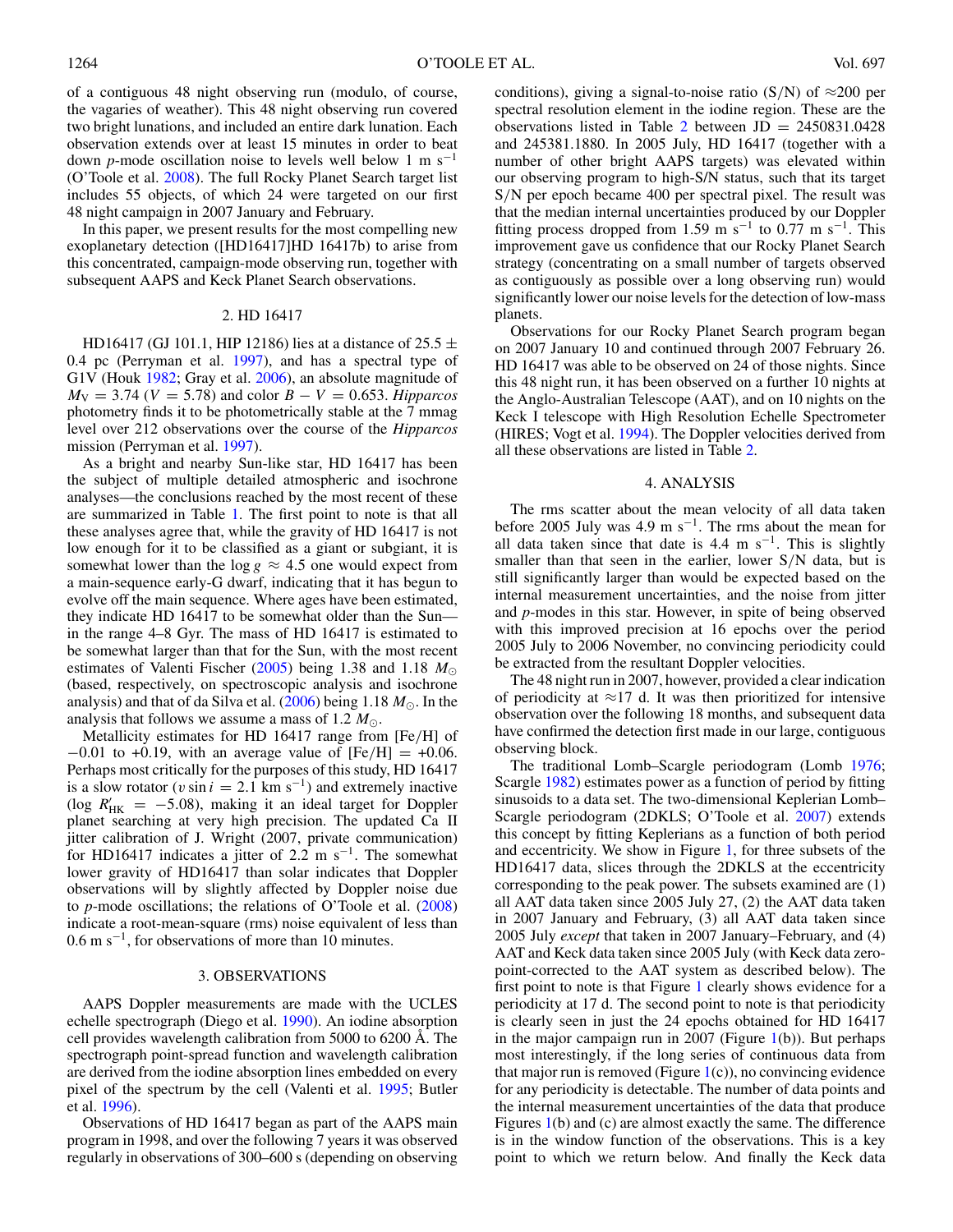of a contiguous 48 night observing run (modulo, of course, the vagaries of weather). This 48 night observing run covered two bright lunations, and included an entire dark lunation. Each observation extends over at least 15 minutes in order to beat down *p*-mode oscillation noise to levels well below 1 m s$^{-1}$ (O'Toole et al. 2008). The full Rocky Planet Search target list includes 55 objects, of which 24 were targeted on our first 48 night campaign in 2007 January and February.

In this paper, we present results for the most compelling new exoplanetary detection ([HD16417]HD 16417b) to arise from this concentrated, campaign-mode observing run, together with subsequent AAPS and Keck Planet Search observations.

## 2. HD 16417

HD16417 (GJ 101.1, HIP 12186) lies at a distance of 25.5 ± 0.4 pc (Perryman et al. 1997), and has a spectral type of G1V (Houk 1982; Gray et al. 2006), an absolute magnitude of $M_V = 3.74$ ($V = 5.78$) and color $B - V = 0.653$. *Hipparcos* photometry finds it to be photometrically stable at the 7 mmag level over 212 observations over the course of the *Hipparcos* mission (Perryman et al. 1997).

As a bright and nearby Sun-like star, HD 16417 has been the subject of multiple detailed atmospheric and isochrone analyses—the conclusions reached by the most recent of these are summarized in Table 1. The first point to note is that all these analyses agree that, while the gravity of HD 16417 is not low enough for it to be classified as a giant or subgiant, it is somewhat lower than the $\log g \approx 4.5$ one would expect from a main-sequence early-G dwarf, indicating that it has begun to evolve off the main sequence. Where ages have been estimated, they indicate HD 16417 to be somewhat older than the Sun—in the range 4–8 Gyr. The mass of HD 16417 is estimated to be somewhat larger than that for the Sun, with the most recent estimates of Valenti Fischer (2005) being 1.38 and 1.18 $M_\odot$ (based, respectively, on spectroscopic analysis and isochrone analysis) and that of da Silva et al. (2006) being 1.18 $M_\odot$. In the analysis that follows we assume a mass of 1.2 $M_\odot$.

Metallicity estimates for HD 16417 range from [Fe/H] of −0.01 to +0.19, with an average value of [Fe/H] = +0.06. Perhaps most critically for the purposes of this study, HD 16417 is a slow rotator ($v \sin i = 2.1$ km s$^{-1}$) and extremely inactive ($\log R'_{HK} = -5.08$), making it an ideal target for Doppler planet searching at very high precision. The updated Ca II jitter calibration of J. Wright (2007, private communication) for HD16417 indicates a jitter of 2.2 m s$^{-1}$. The somewhat lower gravity of HD16417 than solar indicates that Doppler observations will by slightly affected by Doppler noise due to *p*-mode oscillations; the relations of O'Toole et al. (2008) indicate a root-mean-square (rms) noise equivalent of less than 0.6 m s$^{-1}$, for observations of more than 10 minutes.

## 3. OBSERVATIONS

AAPS Doppler measurements are made with the UCLES echelle spectrograph (Diego et al. 1990). An iodine absorption cell provides wavelength calibration from 5000 to 6200 Å. The spectrograph point-spread function and wavelength calibration are derived from the iodine absorption lines embedded on every pixel of the spectrum by the cell (Valenti et al. 1995; Butler et al. 1996).

Observations of HD 16417 began as part of the AAPS main program in 1998, and over the following 7 years it was observed regularly in observations of 300–600 s (depending on observing conditions), giving a signal-to-noise ratio (S/N) of ≈200 per spectral resolution element in the iodine region. These are the observations listed in Table 2 between JD = 2450831.0428 and 245381.1880. In 2005 July, HD 16417 (together with a number of other bright AAPS targets) was elevated within our observing program to high-S/N status, such that its target S/N per epoch became 400 per spectral pixel. The result was that the median internal uncertainties produced by our Doppler fitting process dropped from 1.59 m s$^{-1}$ to 0.77 m s$^{-1}$. This improvement gave us confidence that our Rocky Planet Search strategy (concentrating on a small number of targets observed as contiguously as possible over a long observing run) would significantly lower our noise levels for the detection of low-mass planets.

Observations for our Rocky Planet Search program began on 2007 January 10 and continued through 2007 February 26. HD 16417 was able to be observed on 24 of those nights. Since this 48 night run, it has been observed on a further 10 nights at the Anglo-Australian Telescope (AAT), and on 10 nights on the Keck I telescope with High Resolution Echelle Spectrometer (HIRES; Vogt et al. 1994). The Doppler velocities derived from all these observations are listed in Table 2.

## 4. ANALYSIS

The rms scatter about the mean velocity of all data taken before 2005 July was 4.9 m s$^{-1}$. The rms about the mean for all data taken since that date is 4.4 m s$^{-1}$. This is slightly smaller than that seen in the earlier, lower S/N data, but is still significantly larger than would be expected based on the internal measurement uncertainties, and the noise from jitter and *p*-modes in this star. However, in spite of being observed with this improved precision at 16 epochs over the period 2005 July to 2006 November, no convincing periodicity could be extracted from the resultant Doppler velocities.

The 48 night run in 2007, however, provided a clear indication of periodicity at ≈17 d. It was then prioritized for intensive observation over the following 18 months, and subsequent data have confirmed the detection first made in our large, contiguous observing block.

The traditional Lomb–Scargle periodogram (Lomb 1976; Scargle 1982) estimates power as a function of period by fitting sinusoids to a data set. The two-dimensional Keplerian Lomb–Scargle periodogram (2DKLS; O'Toole et al. 2007) extends this concept by fitting Keplerians as a function of both period and eccentricity. We show in Figure 1, for three subsets of the HD16417 data, slices through the 2DKLS at the eccentricity corresponding to the peak power. The subsets examined are (1) all AAT data taken since 2005 July 27, (2) the AAT data taken in 2007 January and February, (3) all AAT data taken since 2005 July *except* that taken in 2007 January–February, and (4) AAT and Keck data taken since 2005 July (with Keck data zero-point-corrected to the AAT system as described below). The first point to note is that Figure 1 clearly shows evidence for a periodicity at 17 d. The second point to note is that periodicity is clearly seen in just the 24 epochs obtained for HD 16417 in the major campaign run in 2007 (Figure 1(b)). But perhaps most interestingly, if the long series of continuous data from that major run is removed (Figure 1(c)), no convincing evidence for any periodicity is detectable. The number of data points and the internal measurement uncertainties of the data that produce Figures 1(b) and (c) are almost exactly the same. The difference is in the window function of the observations. This is a key point to which we return below. And finally the Keck data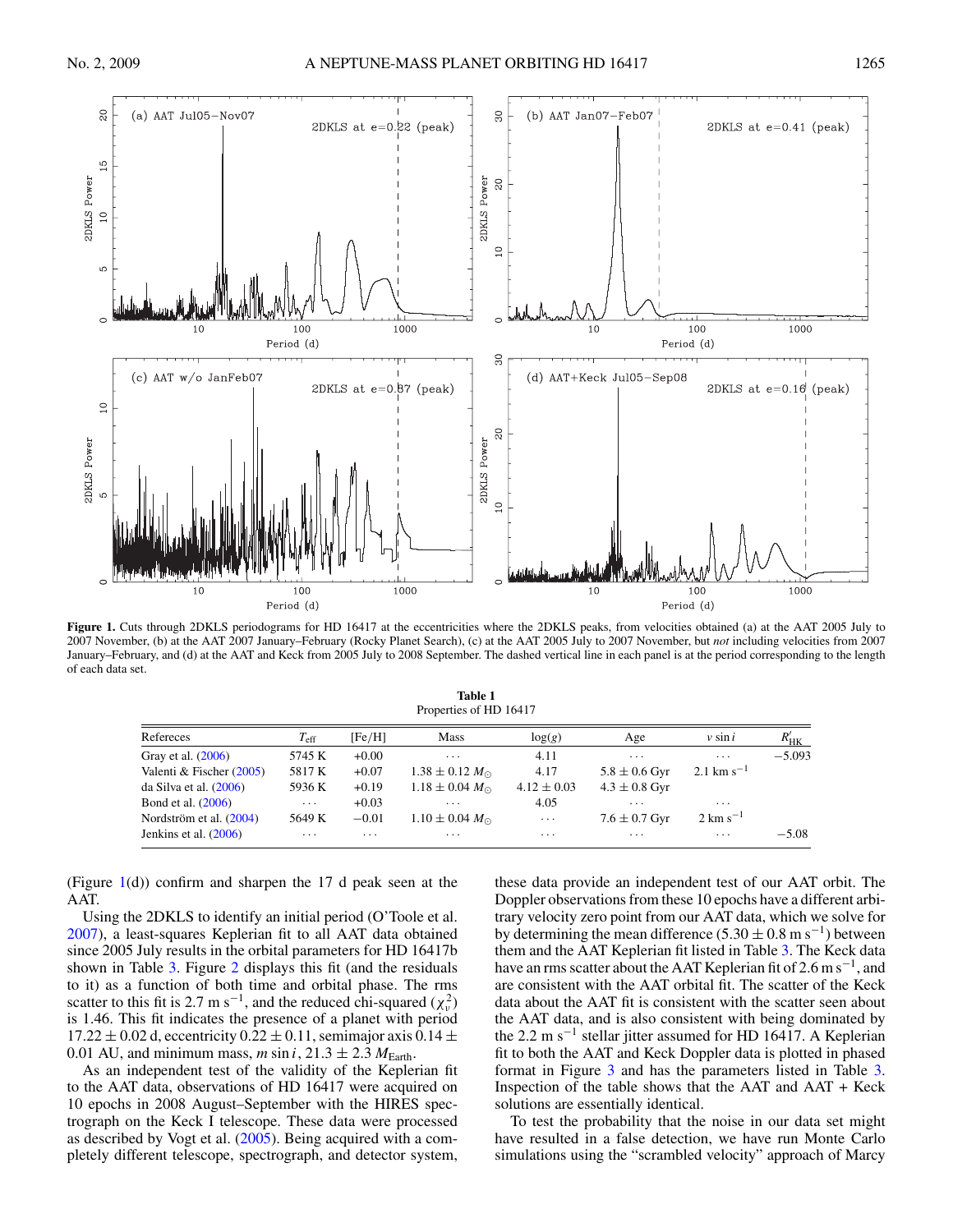**Figure 1.** Cuts through 2DKLS periodograms for HD 16417 at the eccentricities where the 2DKLS peaks, from velocities obtained (a) at the AAT 2005 July to 2007 November, (b) at the AAT 2007 January–February (Rocky Planet Search), (c) at the AAT 2005 July to 2007 November, but *not* including velocities from 2007 January–February, and (d) at the AAT and Keck from 2005 July to 2008 September. The dashed vertical line in each panel is at the period corresponding to the length of each data set.

**Table 1**
Properties of HD 16417

| Refereces | $T_{\rm eff}$ | [Fe/H] | Mass | log(*g*) | Age | *v* sin *i* | $R'_{\rm HK}$ |
|---|---|---|---|---|---|---|---|
| Gray et al. (2006) | 5745 K | +0.00 | ··· | 4.11 | ··· | ··· | −5.093 |
| Valenti & Fischer (2005) | 5817 K | +0.07 | $1.38 \pm 0.12\ M_\odot$ | 4.17 | 5.8 ± 0.6 Gyr | 2.1 km s$^{-1}$ | |
| da Silva et al. (2006) | 5936 K | +0.19 | $1.18 \pm 0.04\ M_\odot$ | 4.12 ± 0.03 | 4.3 ± 0.8 Gyr | | |
| Bond et al. (2006) | ··· | +0.03 | ··· | 4.05 | ··· | ··· | |
| Nordström et al. (2004) | 5649 K | −0.01 | $1.10 \pm 0.04\ M_\odot$ | ··· | 7.6 ± 0.7 Gyr | 2 km s$^{-1}$ | |
| Jenkins et al. (2006) | ··· | ··· | ··· | ··· | ··· | ··· | −5.08 |

(Figure 1(d)) confirm and sharpen the 17 d peak seen at the AAT.

Using the 2DKLS to identify an initial period (O'Toole et al. 2007), a least-squares Keplerian fit to all AAT data obtained since 2005 July results in the orbital parameters for HD 16417b shown in Table 3. Figure 2 displays this fit (and the residuals to it) as a function of both time and orbital phase. The rms scatter to this fit is 2.7 m s$^{-1}$, and the reduced chi-squared ($\chi^2_\nu$) is 1.46. This fit indicates the presence of a planet with period 17.22 ± 0.02 d, eccentricity 0.22 ± 0.11, semimajor axis 0.14 ± 0.01 AU, and minimum mass, $m \sin i$, 21.3 ± 2.3 $M_{\rm Earth}$.

As an independent test of the validity of the Keplerian fit to the AAT data, observations of HD 16417 were acquired on 10 epochs in 2008 August–September with the HIRES spectrograph on the Keck I telescope. These data were processed as described by Vogt et al. (2005). Being acquired with a completely different telescope, spectrograph, and detector system, these data provide an independent test of our AAT orbit. The Doppler observations from these 10 epochs have a different arbitrary velocity zero point from our AAT data, which we solve for by determining the mean difference (5.30 ± 0.8 m s$^{-1}$) between them and the AAT Keplerian fit listed in Table 3. The Keck data have an rms scatter about the AAT Keplerian fit of 2.6 m s$^{-1}$, and are consistent with the AAT orbital fit. The scatter of the Keck data about the AAT fit is consistent with the scatter seen about the AAT data, and is also consistent with being dominated by the 2.2 m s$^{-1}$ stellar jitter assumed for HD 16417. A Keplerian fit to both the AAT and Keck Doppler data is plotted in phased format in Figure 3 and has the parameters listed in Table 3. Inspection of the table shows that the AAT and AAT + Keck solutions are essentially identical.

To test the probability that the noise in our data set might have resulted in a false detection, we have run Monte Carlo simulations using the "scrambled velocity" approach of Marcy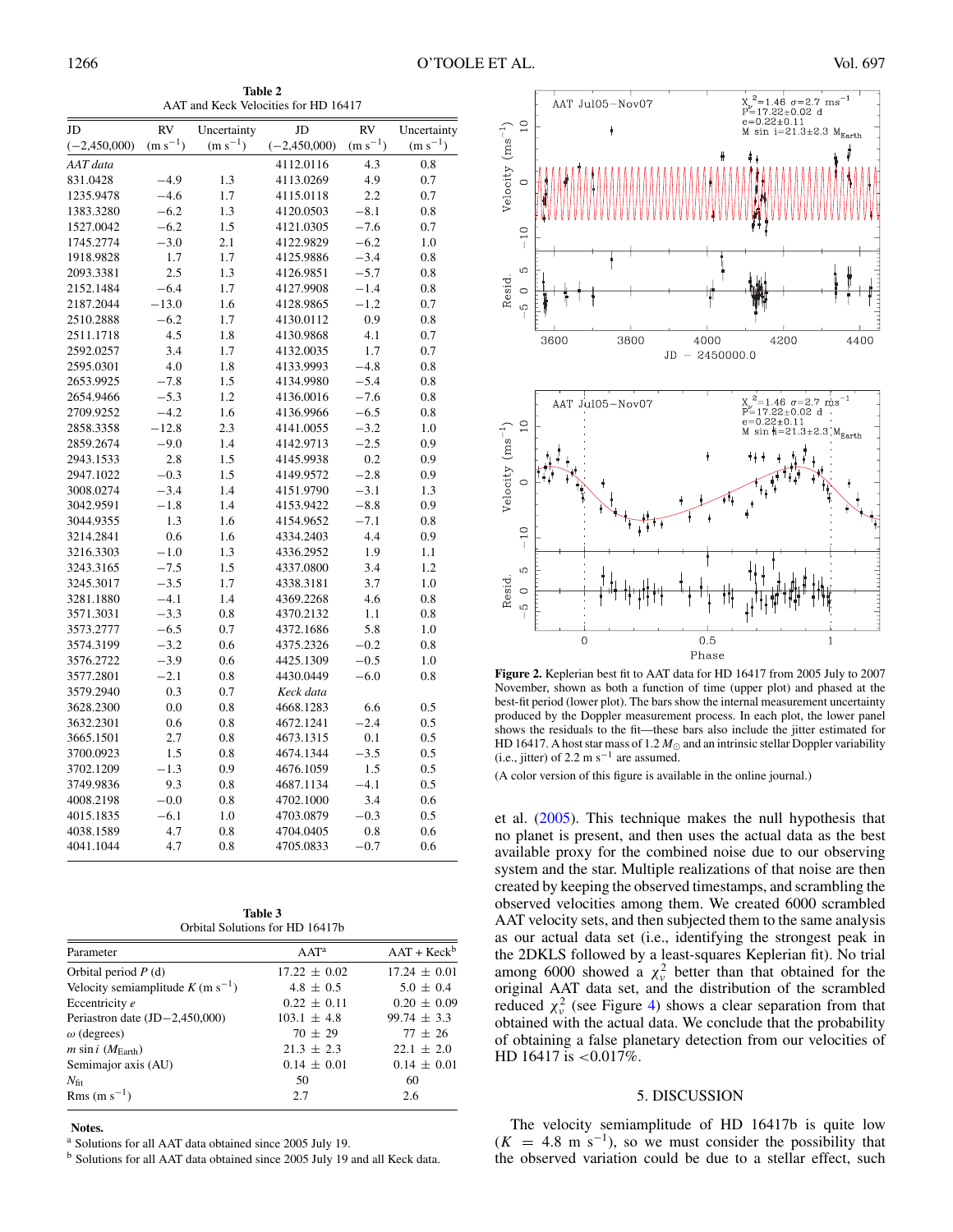**Table 2**
AAT and Keck Velocities for HD 16417

| JD (−2,450,000) | RV (m s$^{-1}$) | Uncertainty (m s$^{-1}$) | JD (−2,450,000) | RV (m s$^{-1}$) | Uncertainty (m s$^{-1}$) |
|---|---|---|---|---|---|
| *AAT data* | | | 4112.0116 | 4.3 | 0.8 |
| 831.0428 | −4.9 | 1.3 | 4113.0269 | 4.9 | 0.7 |
| 1235.9478 | −4.6 | 1.7 | 4115.0118 | 2.2 | 0.7 |
| 1383.3280 | −6.2 | 1.3 | 4120.0503 | −8.1 | 0.8 |
| 1527.0042 | −6.2 | 1.5 | 4121.0305 | −7.6 | 0.7 |
| 1745.2774 | −3.0 | 2.1 | 4122.9829 | −6.2 | 1.0 |
| 1918.9828 | 1.7 | 1.7 | 4125.9886 | −3.4 | 0.8 |
| 2093.3381 | 2.5 | 1.3 | 4126.9851 | −5.7 | 0.8 |
| 2152.1484 | −6.4 | 1.7 | 4127.9908 | −1.4 | 0.8 |
| 2187.2044 | −13.0 | 1.6 | 4128.9865 | −1.2 | 0.7 |
| 2510.2888 | −6.2 | 1.7 | 4130.0112 | 0.9 | 0.8 |
| 2511.1718 | 4.5 | 1.8 | 4130.9868 | 4.1 | 0.7 |
| 2592.0257 | 3.4 | 1.7 | 4132.0035 | 1.7 | 0.7 |
| 2595.0301 | 4.0 | 1.8 | 4133.9993 | −4.8 | 0.8 |
| 2653.9925 | −7.8 | 1.5 | 4134.9980 | −5.4 | 0.8 |
| 2654.9466 | −5.3 | 1.2 | 4136.0016 | −7.6 | 0.8 |
| 2709.9252 | −4.2 | 1.6 | 4136.9966 | −6.5 | 0.8 |
| 2858.3358 | −12.8 | 2.3 | 4141.0055 | −3.2 | 1.0 |
| 2859.2674 | −9.0 | 1.4 | 4142.9713 | −2.5 | 0.9 |
| 2943.1533 | 2.8 | 1.5 | 4145.9938 | 0.2 | 0.9 |
| 2947.1022 | −0.3 | 1.5 | 4149.9572 | −2.8 | 0.9 |
| 3008.0274 | −3.4 | 1.4 | 4151.9790 | −3.1 | 1.3 |
| 3042.9591 | −1.8 | 1.4 | 4153.9422 | −8.8 | 0.9 |
| 3044.9355 | 1.3 | 1.6 | 4154.9652 | −7.1 | 0.8 |
| 3214.2841 | 0.6 | 1.6 | 4334.2403 | 4.4 | 0.9 |
| 3216.3303 | −1.0 | 1.3 | 4336.2952 | 1.9 | 1.1 |
| 3243.3165 | −7.5 | 1.5 | 4337.0800 | 3.4 | 1.2 |
| 3245.3017 | −3.5 | 1.7 | 4338.3181 | 3.7 | 1.0 |
| 3281.1880 | −4.1 | 1.4 | 4369.2268 | 4.6 | 0.8 |
| 3571.3031 | −3.3 | 0.8 | 4370.2132 | 1.1 | 0.8 |
| 3573.2777 | −6.5 | 0.7 | 4372.1686 | 5.8 | 1.0 |
| 3574.3199 | −3.2 | 0.6 | 4375.2326 | −0.2 | 0.8 |
| 3576.2722 | −3.9 | 0.6 | 4425.1309 | −0.5 | 1.0 |
| 3577.2801 | −2.1 | 0.8 | 4430.0449 | −6.0 | 0.8 |
| 3579.2940 | 0.3 | 0.7 | *Keck data* | | |
| 3628.2300 | 0.0 | 0.8 | 4668.1283 | 6.6 | 0.5 |
| 3632.2301 | 0.6 | 0.8 | 4672.1241 | −2.4 | 0.5 |
| 3665.1501 | 2.7 | 0.8 | 4673.1315 | 0.1 | 0.5 |
| 3700.0923 | 1.5 | 0.8 | 4674.1344 | −3.5 | 0.5 |
| 3702.1209 | −1.3 | 0.9 | 4676.1059 | 1.5 | 0.5 |
| 3749.9836 | 9.3 | 0.8 | 4687.1134 | −4.1 | 0.5 |
| 4008.2198 | −0.0 | 0.8 | 4702.1000 | 3.4 | 0.6 |
| 4015.1835 | −6.1 | 1.0 | 4703.0879 | −0.3 | 0.5 |
| 4038.1589 | 4.7 | 0.8 | 4704.0405 | 0.8 | 0.6 |
| 4041.1044 | 4.7 | 0.8 | 4705.0833 | −0.7 | 0.6 |

**Table 3**
Orbital Solutions for HD 16417b

| Parameter | AAT[a] | AAT + Keck[b] |
|---|---|---|
| Orbital period $P$ (d) | 17.22 ± 0.02 | 17.24 ± 0.01 |
| Velocity semiamplitude $K$ (m s$^{-1}$) | 4.8 ± 0.5 | 5.0 ± 0.4 |
| Eccentricity $e$ | 0.22 ± 0.11 | 0.20 ± 0.09 |
| Periastron date (JD−2,450,000) | 103.1 ± 4.8 | 99.74 ± 3.3 |
| $\omega$ (degrees) | 70 ± 29 | 77 ± 26 |
| $m \sin i$ ($M_{\rm Earth}$) | 21.3 ± 2.3 | 22.1 ± 2.0 |
| Semimajor axis (AU) | 0.14 ± 0.01 | 0.14 ± 0.01 |
| $N_{\rm fit}$ | 50 | 60 |
| Rms (m s$^{-1}$) | 2.7 | 2.6 |

**Notes.**
[a] Solutions for all AAT data obtained since 2005 July 19.
[b] Solutions for all AAT data obtained since 2005 July 19 and all Keck data.

**Figure 2.** Keplerian best fit to AAT data for HD 16417 from 2005 July to 2007 November, shown as both a function of time (upper plot) and phased at the best-fit period (lower plot). The bars show the internal measurement uncertainty produced by the Doppler measurement process. In each plot, the lower panel shows the residuals to the fit—these bars also include the jitter estimated for HD 16417. A host star mass of 1.2 $M_\odot$ and an intrinsic stellar Doppler variability (i.e., jitter) of 2.2 m s$^{-1}$ are assumed.

(A color version of this figure is available in the online journal.)

et al. (2005). This technique makes the null hypothesis that no planet is present, and then uses the actual data as the best available proxy for the combined noise due to our observing system and the star. Multiple realizations of that noise are then created by keeping the observed timestamps, and scrambling the observed velocities among them. We created 6000 scrambled AAT velocity sets, and then subjected them to the same analysis as our actual data set (i.e., identifying the strongest peak in the 2DKLS followed by a least-squares Keplerian fit). No trial among 6000 showed a $\chi^2_\nu$ better than that obtained for the original AAT data set, and the distribution of the scrambled reduced $\chi^2_\nu$ (see Figure 4) shows a clear separation from that obtained with the actual data. We conclude that the probability of obtaining a false planetary detection from our velocities of HD 16417 is <0.017%.

## 5. DISCUSSION

The velocity semiamplitude of HD 16417b is quite low ($K$ = 4.8 m s$^{-1}$), so we must consider the possibility that the observed variation could be due to a stellar effect, such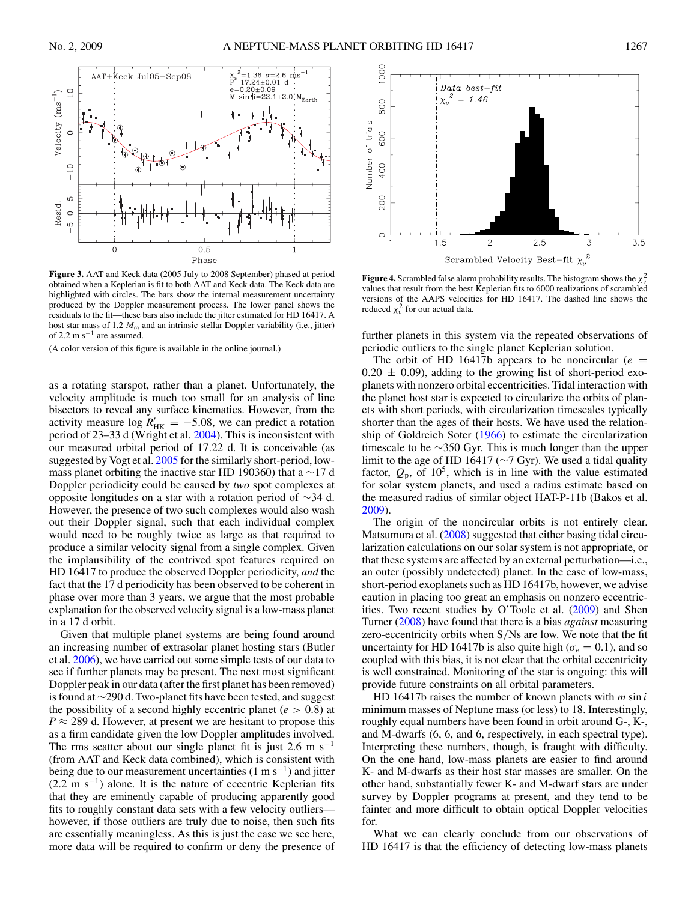**Figure 3.** AAT and Keck data (2005 July to 2008 September) phased at period obtained when a Keplerian is fit to both AAT and Keck data. The Keck data are highlighted with circles. The bars show the internal measurement uncertainty produced by the Doppler measurement process. The lower panel shows the residuals to the fit—these bars also include the jitter estimated for HD 16417. A host star mass of 1.2 $M_\odot$ and an intrinsic stellar Doppler variability (i.e., jitter) of 2.2 m s$^{-1}$ are assumed.

(A color version of this figure is available in the online journal.)

**Figure 4.** Scrambled false alarm probability results. The histogram shows the $\chi^2_\nu$ values that result from the best Keplerian fits to 6000 realizations of scrambled versions of the AAPS velocities for HD 16417. The dashed line shows the reduced $\chi^2_\nu$ for our actual data.

as a rotating starspot, rather than a planet. Unfortunately, the velocity amplitude is much too small for an analysis of line bisectors to reveal any surface kinematics. However, from the activity measure $\log R'_{\rm HK} = -5.08$, we can predict a rotation period of 23–33 d (Wright et al. 2004). This is inconsistent with our measured orbital period of 17.22 d. It is conceivable (as suggested by Vogt et al. 2005 for the similarly short-period, low-mass planet orbiting the inactive star HD 190360) that a ~17 d Doppler periodicity could be caused by *two* spot complexes at opposite longitudes on a star with a rotation period of ~34 d. However, the presence of two such complexes would also wash out their Doppler signal, such that each individual complex would need to be roughly twice as large as that required to produce a similar velocity signal from a single complex. Given the implausibility of the contrived spot features required on HD 16417 to produce the observed Doppler periodicity, *and* the fact that the 17 d periodicity has been observed to be coherent in phase over more than 3 years, we argue that the most probable explanation for the observed velocity signal is a low-mass planet in a 17 d orbit.

Given that multiple planet systems are being found around an increasing number of extrasolar planet hosting stars (Butler et al. 2006), we have carried out some simple tests of our data to see if further planets may be present. The next most significant Doppler peak in our data (after the first planet has been removed) is found at ~290 d. Two-planet fits have been tested, and suggest the possibility of a second highly eccentric planet ($e > 0.8$) at $P \approx 289$ d. However, at present we are hesitant to propose this as a firm candidate given the low Doppler amplitudes involved. The rms scatter about our single planet fit is just 2.6 m s$^{-1}$ (from AAT and Keck data combined), which is consistent with being due to our measurement uncertainties (1 m s$^{-1}$) and jitter (2.2 m s$^{-1}$) alone. It is the nature of eccentric Keplerian fits that they are eminently capable of producing apparently good fits to roughly constant data sets with a few velocity outliers—however, if those outliers are truly due to noise, then such fits are essentially meaningless. As this is just the case we see here, more data will be required to confirm or deny the presence of further planets in this system via the repeated observations of periodic outliers to the single planet Keplerian solution.

The orbit of HD 16417b appears to be noncircular ($e = 0.20 \pm 0.09$), adding to the growing list of short-period exoplanets with nonzero orbital eccentricities. Tidal interaction with the planet host star is expected to circularize the orbits of planets with short periods, with circularization timescales typically shorter than the ages of their hosts. We have used the relationship of Goldreich Soter (1966) to estimate the circularization timescale to be ~350 Gyr. This is much longer than the upper limit to the age of HD 16417 (~7 Gyr). We used a tidal quality factor, $Q_{\rm p}$, of $10^5$, which is in line with the value estimated for solar system planets, and used a radius estimate based on the measured radius of similar object HAT-P-11b (Bakos et al. 2009).

The origin of the noncircular orbits is not entirely clear. Matsumura et al. (2008) suggested that either basing tidal circularization calculations on our solar system is not appropriate, or that these systems are affected by an external perturbation—i.e., an outer (possibly undetected) planet. In the case of low-mass, short-period exoplanets such as HD 16417b, however, we advise caution in placing too great an emphasis on nonzero eccentricities. Two recent studies by O'Toole et al. (2009) and Shen Turner (2008) have found that there is a bias *against* measuring zero-eccentricity orbits when S/Ns are low. We note that the fit uncertainty for HD 16417b is also quite high ($\sigma_e = 0.1$), and so coupled with this bias, it is not clear that the orbital eccentricity is well constrained. Monitoring of the star is ongoing: this will provide future constraints on all orbital parameters.

HD 16417b raises the number of known planets with $m \sin i$ minimum masses of Neptune mass (or less) to 18. Interestingly, roughly equal numbers have been found in orbit around G-, K-, and M-dwarfs (6, 6, and 6, respectively, in each spectral type). Interpreting these numbers, though, is fraught with difficulty. On the one hand, low-mass planets are easier to find around K- and M-dwarfs as their host star masses are smaller. On the other hand, substantially fewer K- and M-dwarf stars are under survey by Doppler programs at present, and they tend to be fainter and more difficult to obtain optical Doppler velocities for.

What we can clearly conclude from our observations of HD 16417 is that the efficiency of detecting low-mass planets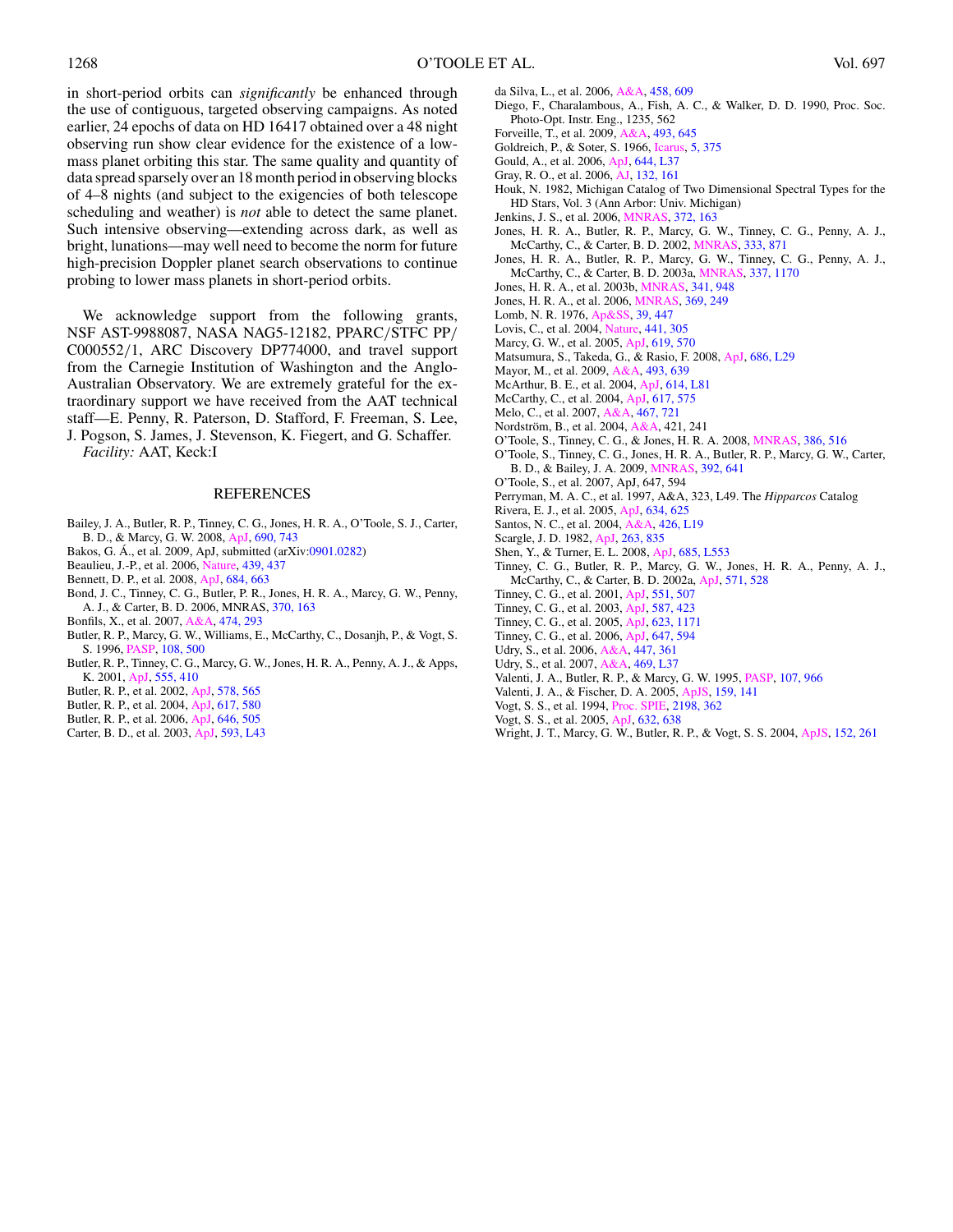in short-period orbits can *significantly* be enhanced through the use of contiguous, targeted observing campaigns. As noted earlier, 24 epochs of data on HD 16417 obtained over a 48 night observing run show clear evidence for the existence of a low-mass planet orbiting this star. The same quality and quantity of data spread sparsely over an 18 month period in observing blocks of 4–8 nights (and subject to the exigencies of both telescope scheduling and weather) is *not* able to detect the same planet. Such intensive observing—extending across dark, as well as bright, lunations—may well need to become the norm for future high-precision Doppler planet search observations to continue probing to lower mass planets in short-period orbits.

We acknowledge support from the following grants, NSF AST-9988087, NASA NAG5-12182, PPARC/STFC PP/C000552/1, ARC Discovery DP774000, and travel support from the Carnegie Institution of Washington and the Anglo-Australian Observatory. We are extremely grateful for the extraordinary support we have received from the AAT technical staff—E. Penny, R. Paterson, D. Stafford, F. Freeman, S. Lee, J. Pogson, S. James, J. Stevenson, K. Fiegert, and G. Schaffer.

*Facility:* AAT, Keck:I

## REFERENCES

Bailey, J. A., Butler, R. P., Tinney, C. G., Jones, H. R. A., O'Toole, S. J., Carter, B. D., & Marcy, G. W. 2008, ApJ, 690, 743

Bakos, G. Á., et al. 2009, ApJ, submitted (arXiv:0901.0282)

Beaulieu, J.-P., et al. 2006, Nature, 439, 437

Bennett, D. P., et al. 2008, ApJ, 684, 663

Bond, J. C., Tinney, C. G., Butler, R. P., Jones, H. R. A., Marcy, G. W., Penny, A. J., & Carter, B. D. 2006, MNRAS, 370, 163

Bonfils, X., et al. 2007, A&A, 474, 293

Butler, R. P., Marcy, G. W., Williams, E., McCarthy, C., Dosanjh, P., & Vogt, S. S. 1996, PASP, 108, 500

Butler, R. P., Tinney, C. G., Marcy, G. W., Jones, H. R. A., Penny, A. J., & Apps, K. 2001, ApJ, 555, 410

Butler, R. P., et al. 2002, ApJ, 578, 565

Butler, R. P., et al. 2004, ApJ, 617, 580

Butler, R. P., et al. 2006, ApJ, 646, 505

Carter, B. D., et al. 2003, ApJ, 593, L43

da Silva, L., et al. 2006, A&A, 458, 609

Diego, F., Charalambous, A., Fish, A. C., & Walker, D. D. 1990, Proc. Soc. Photo-Opt. Instr. Eng., 1235, 562

Forveille, T., et al. 2009, A&A, 493, 645

Goldreich, P., & Soter, S. 1966, Icarus, 5, 375

Gould, A., et al. 2006, ApJ, 644, L37

Gray, R. O., et al. 2006, AJ, 132, 161

Houk, N. 1982, Michigan Catalog of Two Dimensional Spectral Types for the HD Stars, Vol. 3 (Ann Arbor: Univ. Michigan)

Jenkins, J. S., et al. 2006, MNRAS, 372, 163

Jones, H. R. A., Butler, R. P., Marcy, G. W., Tinney, C. G., Penny, A. J., McCarthy, C., & Carter, B. D. 2002, MNRAS, 333, 871

Jones, H. R. A., Butler, R. P., Marcy, G. W., Tinney, C. G., Penny, A. J., McCarthy, C., & Carter, B. D. 2003a, MNRAS, 337, 1170

Jones, H. R. A., et al. 2003b, MNRAS, 341, 948

Jones, H. R. A., et al. 2006, MNRAS, 369, 249

Lomb, N. R. 1976, Ap&SS, 39, 447

Lovis, C., et al. 2004, Nature, 441, 305

Marcy, G. W., et al. 2005, ApJ, 619, 570

Matsumura, S., Takeda, G., & Rasio, F. 2008, ApJ, 686, L29

Mayor, M., et al. 2009, A&A, 493, 639

McArthur, B. E., et al. 2004, ApJ, 614, L81

McCarthy, C., et al. 2004, ApJ, 617, 575

Melo, C., et al. 2007, A&A, 467, 721

Nordström, B., et al. 2004, A&A, 421, 241

O'Toole, S., Tinney, C. G., & Jones, H. R. A. 2008, MNRAS, 386, 516

O'Toole, S., Tinney, C. G., Jones, H. R. A., Butler, R. P., Marcy, G. W., Carter, B. D., & Bailey, J. A. 2009, MNRAS, 392, 641

O'Toole, S., et al. 2007, ApJ, 647, 594

Perryman, M. A. C., et al. 1997, A&A, 323, L49. The *Hipparcos* Catalog

Rivera, E. J., et al. 2005, ApJ, 634, 625

Santos, N. C., et al. 2004, A&A, 426, L19

Scargle, J. D. 1982, ApJ, 263, 835

Shen, Y., & Turner, E. L. 2008, ApJ, 685, L553

Tinney, C. G., Butler, R. P., Marcy, G. W., Jones, H. R. A., Penny, A. J., McCarthy, C., & Carter, B. D. 2002a, ApJ, 571, 528

Tinney, C. G., et al. 2001, ApJ, 551, 507

Tinney, C. G., et al. 2003, ApJ, 587, 423

Tinney, C. G., et al. 2005, ApJ, 623, 1171

Tinney, C. G., et al. 2006, ApJ, 647, 594

Udry, S., et al. 2006, A&A, 447, 361

Udry, S., et al. 2007, A&A, 469, L37

Valenti, J. A., Butler, R. P., & Marcy, G. W. 1995, PASP, 107, 966

Valenti, J. A., & Fischer, D. A. 2005, ApJS, 159, 141

Vogt, S. S., et al. 1994, Proc. SPIE, 2198, 362

Vogt, S. S., et al. 2005, ApJ, 632, 638

Wright, J. T., Marcy, G. W., Butler, R. P., & Vogt, S. S. 2004, ApJS, 152, 261